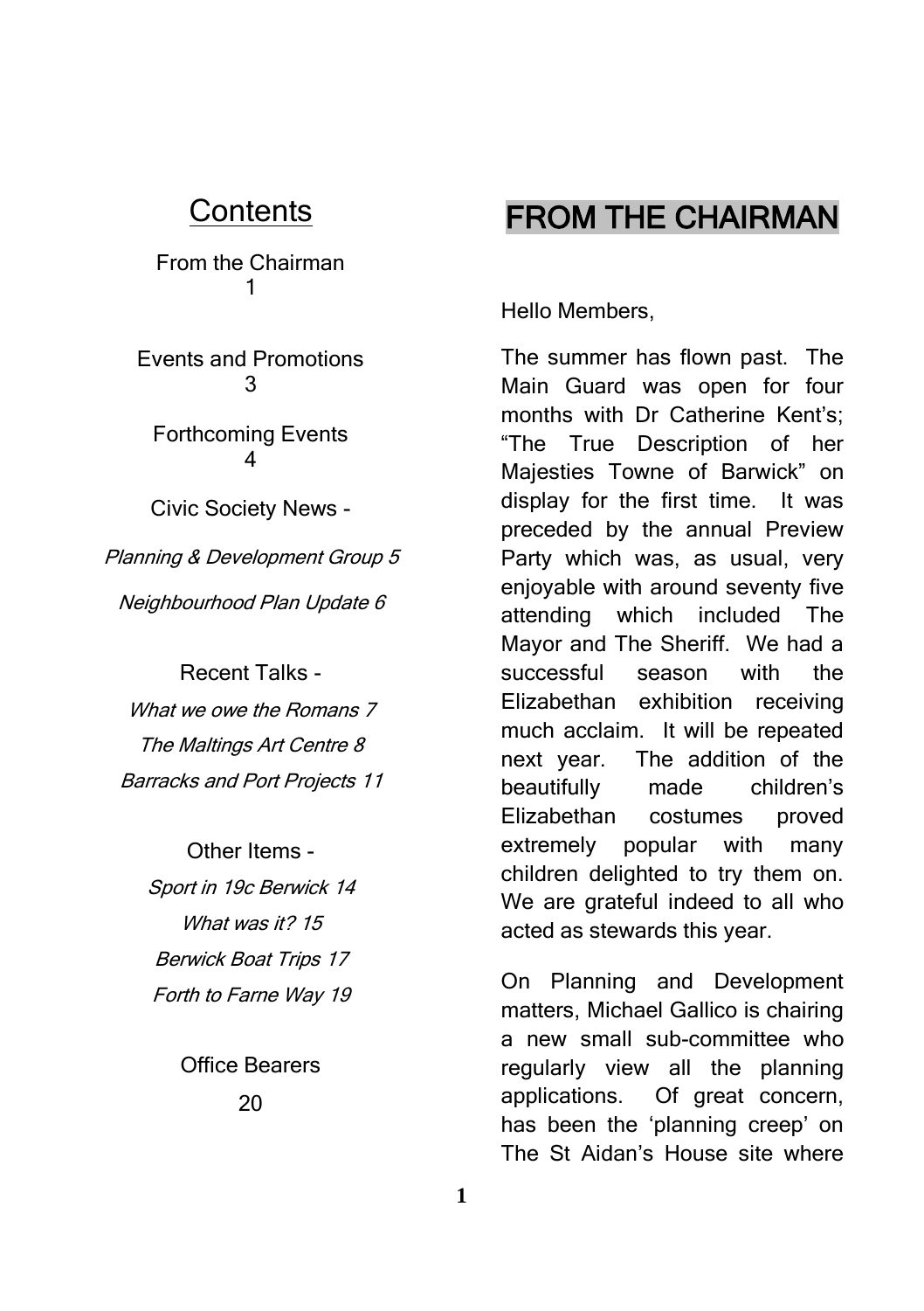## Contents

From the Chairman 1

Events and Promotions 3

Forthcoming Events 4

Civic Society News -

*Planning & Development Group 5*

*Neighbourhood Plan Update 6*

Recent Talks -

*What we owe the Romans 7*

*The Maltings Art Centre 8*

*Barracks and Port Projects 11*

Other Items -

*Sport in 19c Berwick 14*

*What was it? 15*

*Berwick Boat Trips 17*

*Forth to Farne Way 19*

Office Bearers 20

# FROM THE CHAIRMAN

Hello Members,

The summer has flown past. The Main Guard was open for four months with Dr Catherine Kent's; "The True Description of her Majesties Towne of Barwick" on display for the first time. It was preceded by the annual Preview Party which was, as usual, very enjoyable with around seventy five attending which included The Mayor and The Sheriff. We had a successful season with the Elizabethan exhibition receiving much acclaim. It will be repeated next year. The addition of the beautifully made children's Elizabethan costumes proved extremely popular with many children delighted to try them on. We are grateful indeed to all who acted as stewards this year.

On Planning and Development matters, Michael Gallico is chairing a new small sub-committee who regularly view all the planning applications. Of great concern, has been the 'planning creep' on The St Aidan's House site where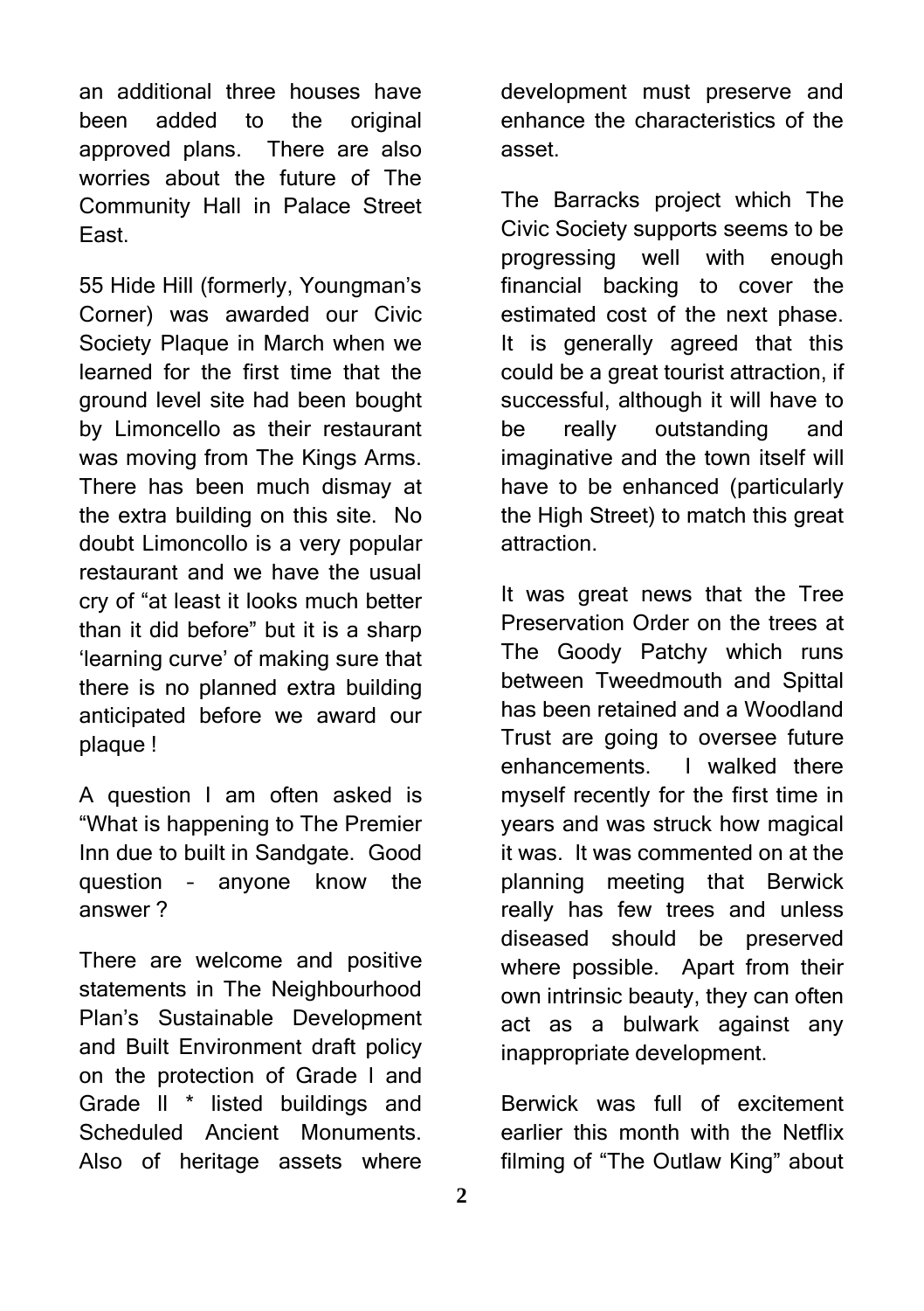an additional three houses have been added to the original approved plans. There are also worries about the future of The Community Hall in Palace Street East.

55 Hide Hill (formerly, Youngman's Corner) was awarded our Civic Society Plaque in March when we learned for the first time that the ground level site had been bought by Limoncello as their restaurant was moving from The Kings Arms. There has been much dismay at the extra building on this site. No doubt Limoncollo is a very popular restaurant and we have the usual cry of "at least it looks much better than it did before" but it is a sharp 'learning curve' of making sure that there is no planned extra building anticipated before we award our plaque !

A question I am often asked is "What is happening to The Premier Inn due to built in Sandgate. Good question – anyone know the answer ?

There are welcome and positive statements in The Neighbourhood Plan's Sustainable Development and Built Environment draft policy on the protection of Grade I and Grade II * listed buildings and Scheduled Ancient Monuments. Also of heritage assets where development must preserve and enhance the characteristics of the asset.

The Barracks project which The Civic Society supports seems to be progressing well with enough financial backing to cover the estimated cost of the next phase. It is generally agreed that this could be a great tourist attraction, if successful, although it will have to be really outstanding and imaginative and the town itself will have to be enhanced (particularly the High Street) to match this great attraction.

It was great news that the Tree Preservation Order on the trees at The Goody Patchy which runs between Tweedmouth and Spittal has been retained and a Woodland Trust are going to oversee future enhancements. I walked there myself recently for the first time in years and was struck how magical it was. It was commented on at the planning meeting that Berwick really has few trees and unless diseased should be preserved where possible. Apart from their own intrinsic beauty, they can often act as a bulwark against any inappropriate development.

Berwick was full of excitement earlier this month with the Netflix filming of "The Outlaw King" about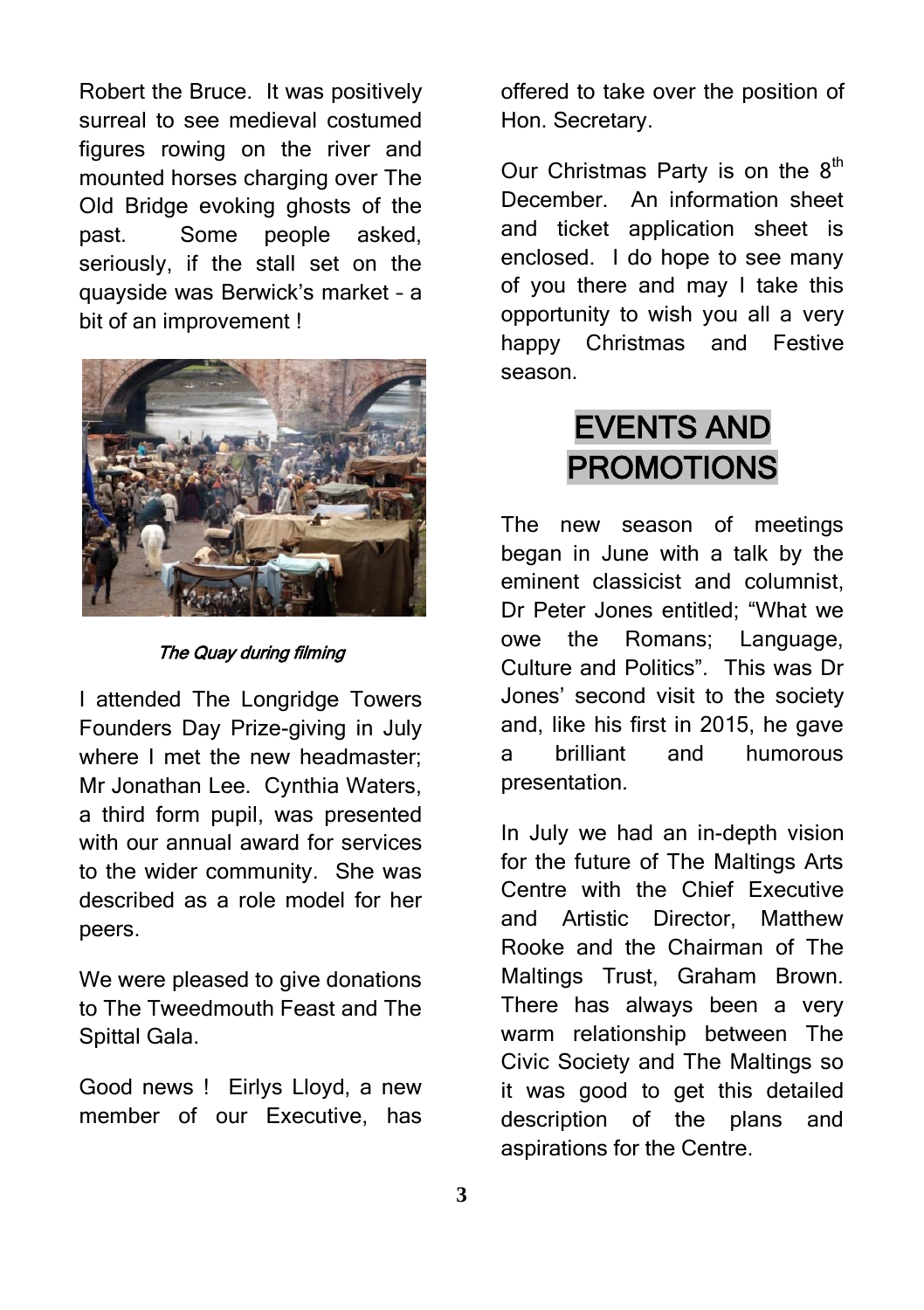Robert the Bruce. It was positively surreal to see medieval costumed figures rowing on the river and mounted horses charging over The Old Bridge evoking ghosts of the past. Some people asked, seriously, if the stall set on the quayside was Berwick's market – a bit of an improvement !

*The Quay during filming*

I attended The Longridge Towers Founders Day Prize-giving in July where I met the new headmaster; Mr Jonathan Lee. Cynthia Waters, a third form pupil, was presented with our annual award for services to the wider community. She was described as a role model for her peers.

We were pleased to give donations to The Tweedmouth Feast and The Spittal Gala.

Good news ! Eirlys Lloyd, a new member of our Executive, has offered to take over the position of Hon. Secretary.

Our Christmas Party is on the 8th December. An information sheet and ticket application sheet is enclosed. I do hope to see many of you there and may I take this opportunity to wish you all a very happy Christmas and Festive season.

# EVENTS AND PROMOTIONS

The new season of meetings began in June with a talk by the eminent classicist and columnist, Dr Peter Jones entitled; "What we owe the Romans; Language, Culture and Politics". This was Dr Jones' second visit to the society and, like his first in 2015, he gave a brilliant and humorous presentation.

In July we had an in-depth vision for the future of The Maltings Arts Centre with the Chief Executive and Artistic Director, Matthew Rooke and the Chairman of The Maltings Trust, Graham Brown. There has always been a very warm relationship between The Civic Society and The Maltings so it was good to get this detailed description of the plans and aspirations for the Centre.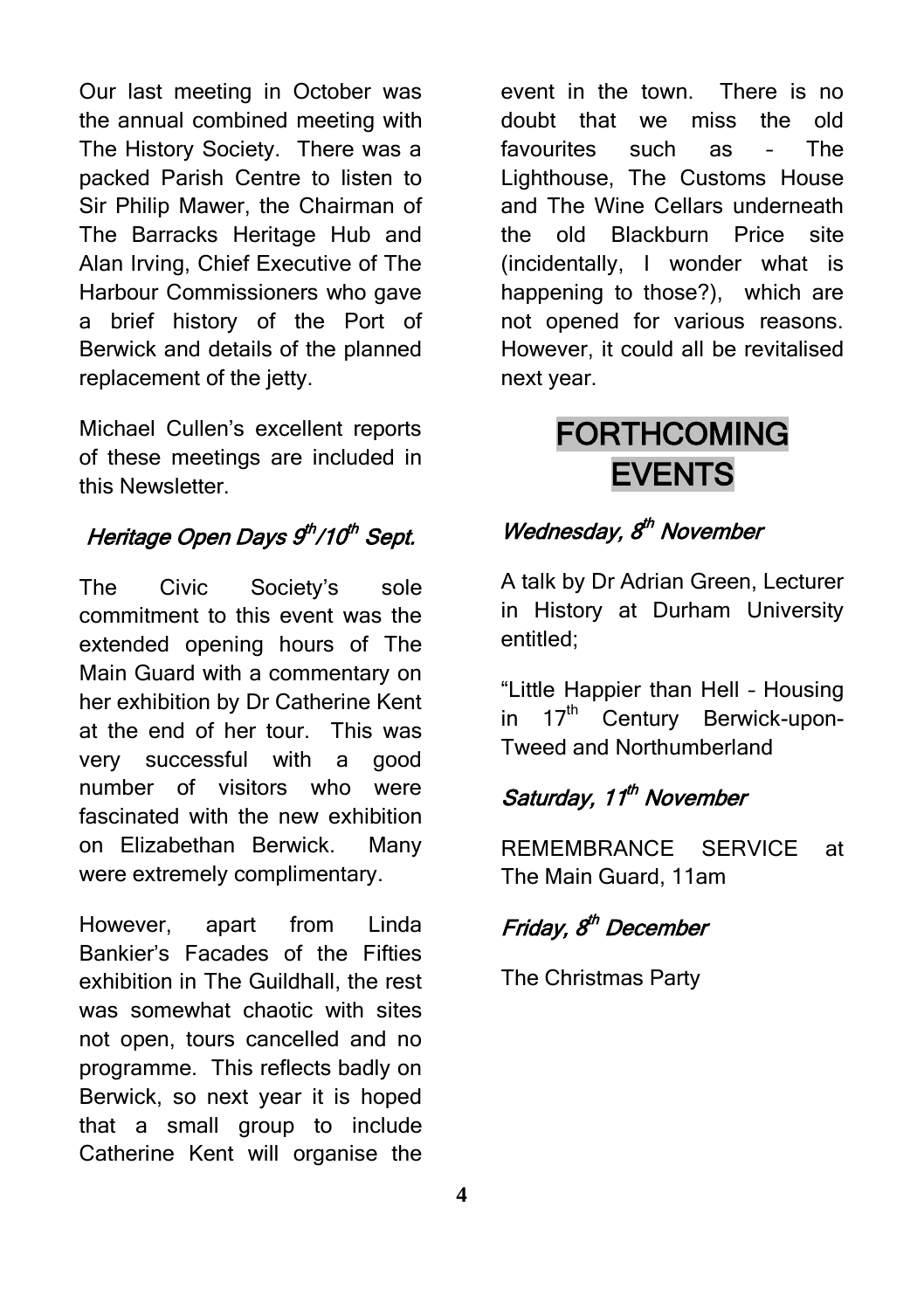Our last meeting in October was the annual combined meeting with The History Society. There was a packed Parish Centre to listen to Sir Philip Mawer, the Chairman of The Barracks Heritage Hub and Alan Irving, Chief Executive of The Harbour Commissioners who gave a brief history of the Port of Berwick and details of the planned replacement of the jetty.

Michael Cullen's excellent reports of these meetings are included in this Newsletter.

### *Heritage Open Days 9th/10th Sept.*

The Civic Society's sole commitment to this event was the extended opening hours of The Main Guard with a commentary on her exhibition by Dr Catherine Kent at the end of her tour. This was very successful with a good number of visitors who were fascinated with the new exhibition on Elizabethan Berwick. Many were extremely complimentary.

However, apart from Linda Bankier's Facades of the Fifties exhibition in The Guildhall, the rest was somewhat chaotic with sites not open, tours cancelled and no programme. This reflects badly on Berwick, so next year it is hoped that a small group to include Catherine Kent will organise the event in the town. There is no doubt that we miss the old favourites such as – The Lighthouse, The Customs House and The Wine Cellars underneath the old Blackburn Price site (incidentally, I wonder what is happening to those?), which are not opened for various reasons. However, it could all be revitalised next year.

## FORTHCOMING EVENTS

### *Wednesday, 8th November*

A talk by Dr Adrian Green, Lecturer in History at Durham University entitled;

"Little Happier than Hell – Housing in 17th Century Berwick-upon-Tweed and Northumberland

### *Saturday, 11th November*

REMEMBRANCE SERVICE at The Main Guard, 11am

### *Friday, 8th December*

The Christmas Party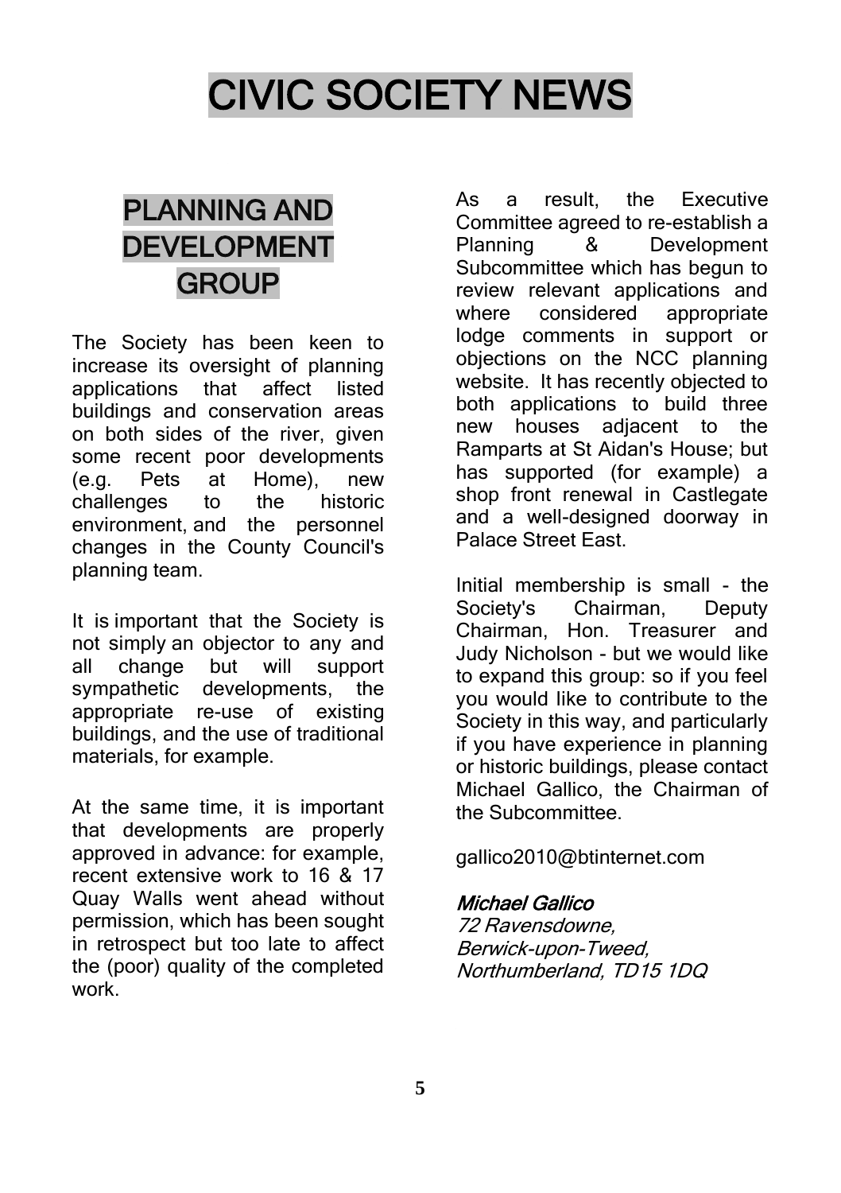# CIVIC SOCIETY NEWS

## PLANNING AND DEVELOPMENT GROUP

The Society has been keen to increase its oversight of planning applications that affect listed buildings and conservation areas on both sides of the river, given some recent poor developments (e.g. Pets at Home), new challenges to the historic environment, and the personnel changes in the County Council's planning team.

It is important that the Society is not simply an objector to any and all change but will support sympathetic developments, the appropriate re-use of existing buildings, and the use of traditional materials, for example.

At the same time, it is important that developments are properly approved in advance: for example, recent extensive work to 16 & 17 Quay Walls went ahead without permission, which has been sought in retrospect but too late to affect the (poor) quality of the completed work.

As a result, the Executive Committee agreed to re-establish a Planning & Development Subcommittee which has begun to review relevant applications and where considered appropriate lodge comments in support or objections on the NCC planning website. It has recently objected to both applications to build three new houses adjacent to the Ramparts at St Aidan's House; but has supported (for example) a shop front renewal in Castlegate and a well-designed doorway in Palace Street East.

Initial membership is small - the Society's Chairman, Deputy Chairman, Hon. Treasurer and Judy Nicholson - but we would like to expand this group: so if you feel you would like to contribute to the Society in this way, and particularly if you have experience in planning or historic buildings, please contact Michael Gallico, the Chairman of the Subcommittee.

gallico2010@btinternet.com

***Michael Gallico***
*72 Ravensdowne,*
*Berwick-upon-Tweed,*
*Northumberland, TD15 1DQ*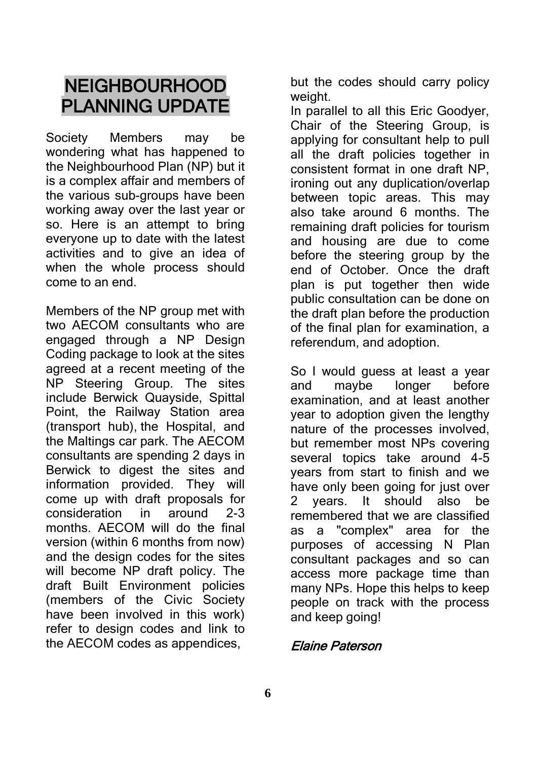# NEIGHBOURHOOD PLANNING UPDATE

Society Members may be wondering what has happened to the Neighbourhood Plan (NP) but it is a complex affair and members of the various sub-groups have been working away over the last year or so. Here is an attempt to bring everyone up to date with the latest activities and to give an idea of when the whole process should come to an end.

Members of the NP group met with two AECOM consultants who are engaged through a NP Design Coding package to look at the sites agreed at a recent meeting of the NP Steering Group. The sites include Berwick Quayside, Spittal Point, the Railway Station area (transport hub), the Hospital, and the Maltings car park. The AECOM consultants are spending 2 days in Berwick to digest the sites and information provided. They will come up with draft proposals for consideration in around 2-3 months. AECOM will do the final version (within 6 months from now) and the design codes for the sites will become NP draft policy. The draft Built Environment policies (members of the Civic Society have been involved in this work) refer to design codes and link to the AECOM codes as appendices, but the codes should carry policy weight.

In parallel to all this Eric Goodyer, Chair of the Steering Group, is applying for consultant help to pull all the draft policies together in consistent format in one draft NP, ironing out any duplication/overlap between topic areas. This may also take around 6 months. The remaining draft policies for tourism and housing are due to come before the steering group by the end of October. Once the draft plan is put together then wide public consultation can be done on the draft plan before the production of the final plan for examination, a referendum, and adoption.

So I would guess at least a year and maybe longer before examination, and at least another year to adoption given the lengthy nature of the processes involved, but remember most NPs covering several topics take around 4-5 years from start to finish and we have only been going for just over 2 years. It should also be remembered that we are classified as a "complex" area for the purposes of accessing N Plan consultant packages and so can access more package time than many NPs. Hope this helps to keep people on track with the process and keep going!

*Elaine Paterson*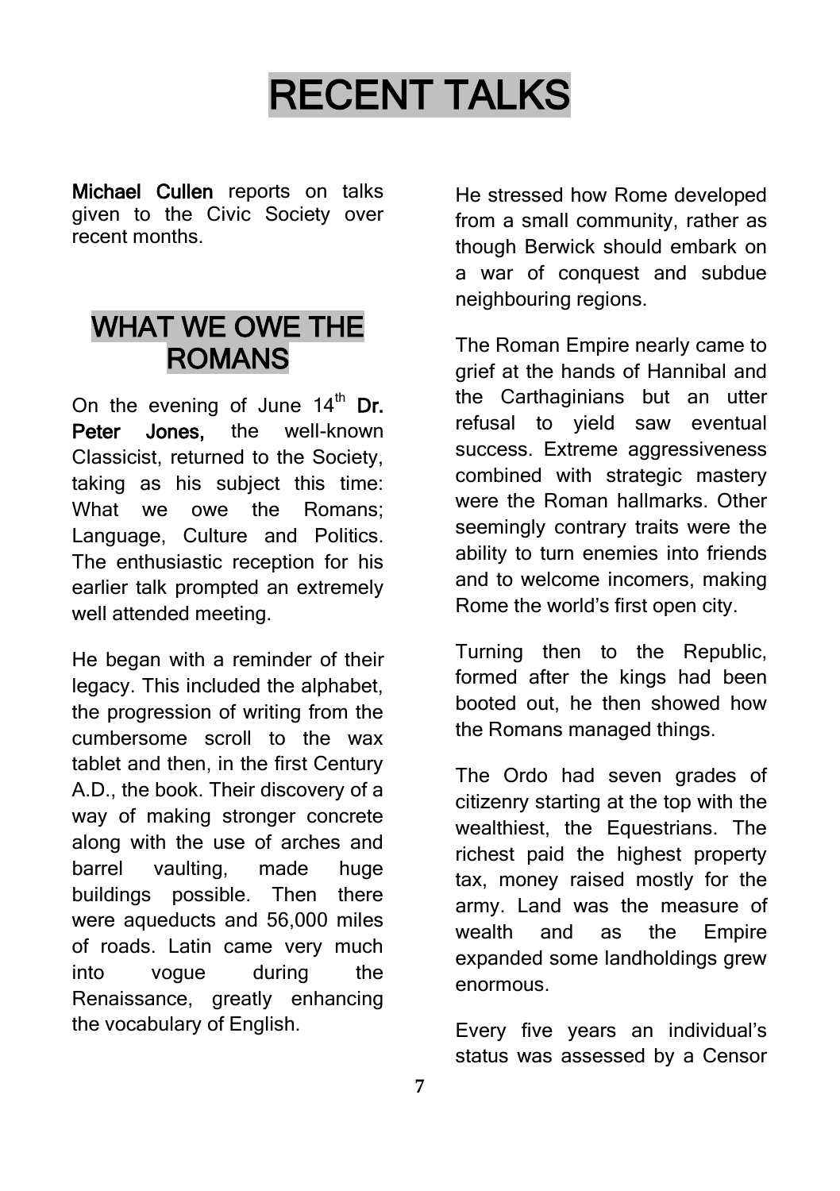# RECENT TALKS

**Michael Cullen** reports on talks given to the Civic Society over recent months.

## WHAT WE OWE THE ROMANS

On the evening of June 14th **Dr. Peter Jones,** the well-known Classicist, returned to the Society, taking as his subject this time: What we owe the Romans; Language, Culture and Politics. The enthusiastic reception for his earlier talk prompted an extremely well attended meeting.

He began with a reminder of their legacy. This included the alphabet, the progression of writing from the cumbersome scroll to the wax tablet and then, in the first Century A.D., the book. Their discovery of a way of making stronger concrete along with the use of arches and barrel vaulting, made huge buildings possible. Then there were aqueducts and 56,000 miles of roads. Latin came very much into vogue during the Renaissance, greatly enhancing the vocabulary of English.

He stressed how Rome developed from a small community, rather as though Berwick should embark on a war of conquest and subdue neighbouring regions.

The Roman Empire nearly came to grief at the hands of Hannibal and the Carthaginians but an utter refusal to yield saw eventual success. Extreme aggressiveness combined with strategic mastery were the Roman hallmarks. Other seemingly contrary traits were the ability to turn enemies into friends and to welcome incomers, making Rome the world's first open city.

Turning then to the Republic, formed after the kings had been booted out, he then showed how the Romans managed things.

The Ordo had seven grades of citizenry starting at the top with the wealthiest, the Equestrians. The richest paid the highest property tax, money raised mostly for the army. Land was the measure of wealth and as the Empire expanded some landholdings grew enormous.

Every five years an individual's status was assessed by a Censor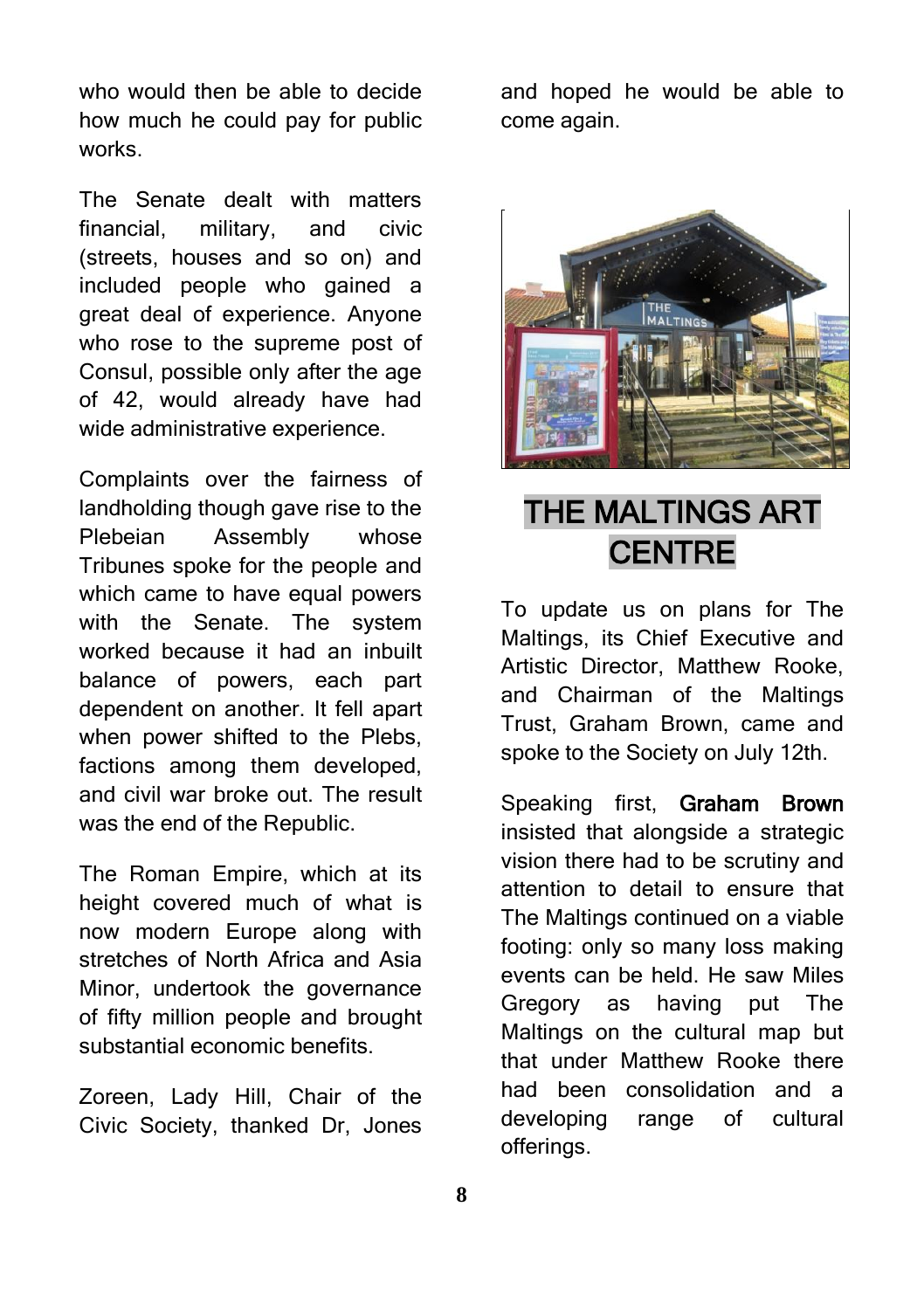who would then be able to decide how much he could pay for public works.

The Senate dealt with matters financial, military, and civic (streets, houses and so on) and included people who gained a great deal of experience. Anyone who rose to the supreme post of Consul, possible only after the age of 42, would already have had wide administrative experience.

Complaints over the fairness of landholding though gave rise to the Plebeian Assembly whose Tribunes spoke for the people and which came to have equal powers with the Senate. The system worked because it had an inbuilt balance of powers, each part dependent on another. It fell apart when power shifted to the Plebs, factions among them developed, and civil war broke out. The result was the end of the Republic.

The Roman Empire, which at its height covered much of what is now modern Europe along with stretches of North Africa and Asia Minor, undertook the governance of fifty million people and brought substantial economic benefits.

Zoreen, Lady Hill, Chair of the Civic Society, thanked Dr, Jones and hoped he would be able to come again.

# THE MALTINGS ART CENTRE

To update us on plans for The Maltings, its Chief Executive and Artistic Director, Matthew Rooke, and Chairman of the Maltings Trust, Graham Brown, came and spoke to the Society on July 12th.

Speaking first, **Graham Brown** insisted that alongside a strategic vision there had to be scrutiny and attention to detail to ensure that The Maltings continued on a viable footing: only so many loss making events can be held. He saw Miles Gregory as having put The Maltings on the cultural map but that under Matthew Rooke there had been consolidation and a developing range of cultural offerings.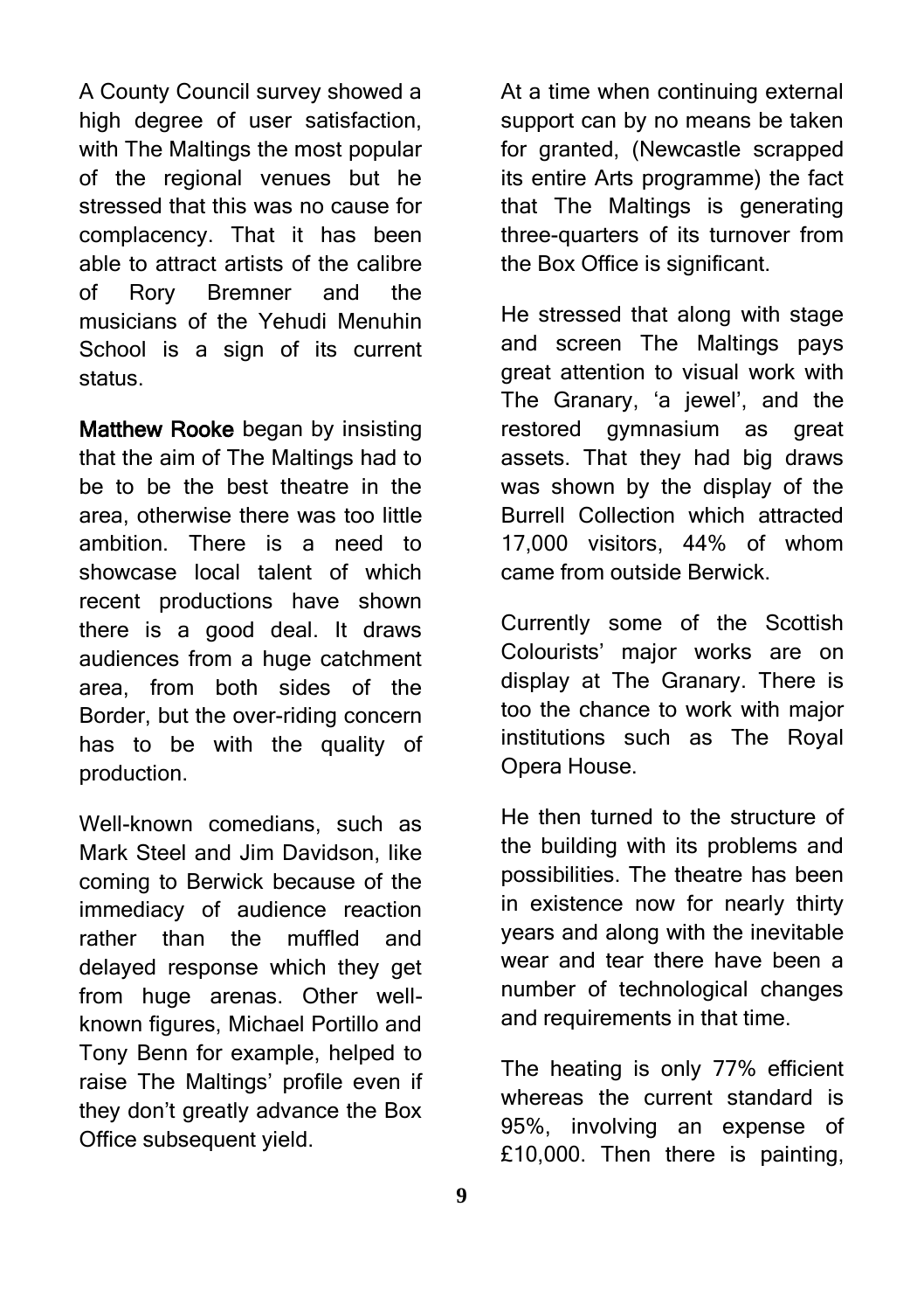A County Council survey showed a high degree of user satisfaction, with The Maltings the most popular of the regional venues but he stressed that this was no cause for complacency. That it has been able to attract artists of the calibre of Rory Bremner and the musicians of the Yehudi Menuhin School is a sign of its current status.

**Matthew Rooke** began by insisting that the aim of The Maltings had to be to be the best theatre in the area, otherwise there was too little ambition. There is a need to showcase local talent of which recent productions have shown there is a good deal. It draws audiences from a huge catchment area, from both sides of the Border, but the over-riding concern has to be with the quality of production.

Well-known comedians, such as Mark Steel and Jim Davidson, like coming to Berwick because of the immediacy of audience reaction rather than the muffled and delayed response which they get from huge arenas. Other well-known figures, Michael Portillo and Tony Benn for example, helped to raise The Maltings' profile even if they don't greatly advance the Box Office subsequent yield.

At a time when continuing external support can by no means be taken for granted, (Newcastle scrapped its entire Arts programme) the fact that The Maltings is generating three-quarters of its turnover from the Box Office is significant.

He stressed that along with stage and screen The Maltings pays great attention to visual work with The Granary, 'a jewel', and the restored gymnasium as great assets. That they had big draws was shown by the display of the Burrell Collection which attracted 17,000 visitors, 44% of whom came from outside Berwick.

Currently some of the Scottish Colourists' major works are on display at The Granary. There is too the chance to work with major institutions such as The Royal Opera House.

He then turned to the structure of the building with its problems and possibilities. The theatre has been in existence now for nearly thirty years and along with the inevitable wear and tear there have been a number of technological changes and requirements in that time.

The heating is only 77% efficient whereas the current standard is 95%, involving an expense of £10,000. Then there is painting,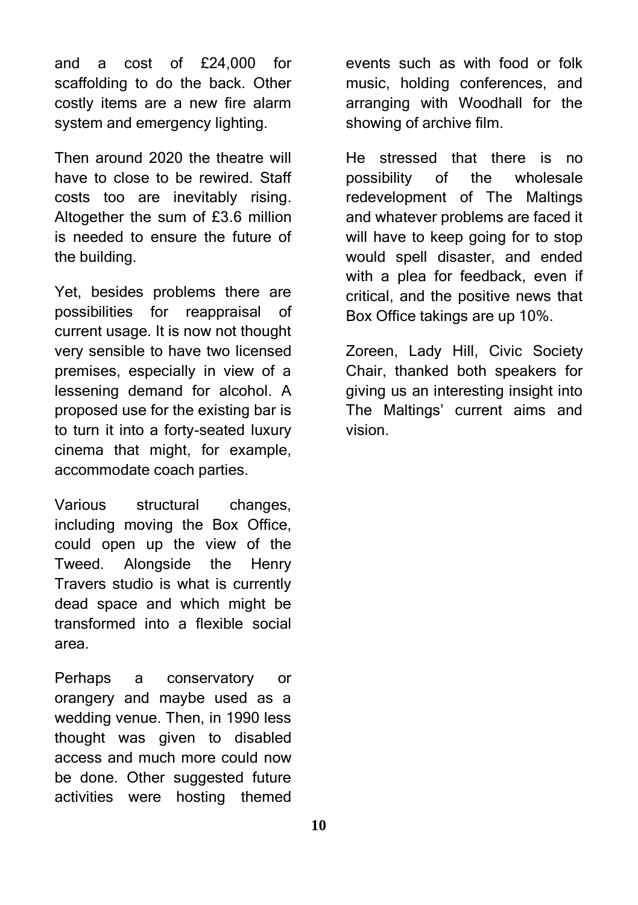and a cost of £24,000 for scaffolding to do the back. Other costly items are a new fire alarm system and emergency lighting.

Then around 2020 the theatre will have to close to be rewired. Staff costs too are inevitably rising. Altogether the sum of £3.6 million is needed to ensure the future of the building.

Yet, besides problems there are possibilities for reappraisal of current usage. It is now not thought very sensible to have two licensed premises, especially in view of a lessening demand for alcohol. A proposed use for the existing bar is to turn it into a forty-seated luxury cinema that might, for example, accommodate coach parties.

Various structural changes, including moving the Box Office, could open up the view of the Tweed. Alongside the Henry Travers studio is what is currently dead space and which might be transformed into a flexible social area.

Perhaps a conservatory or orangery and maybe used as a wedding venue. Then, in 1990 less thought was given to disabled access and much more could now be done. Other suggested future activities were hosting themed events such as with food or folk music, holding conferences, and arranging with Woodhall for the showing of archive film.

He stressed that there is no possibility of the wholesale redevelopment of The Maltings and whatever problems are faced it will have to keep going for to stop would spell disaster, and ended with a plea for feedback, even if critical, and the positive news that Box Office takings are up 10%.

Zoreen, Lady Hill, Civic Society Chair, thanked both speakers for giving us an interesting insight into The Maltings' current aims and vision.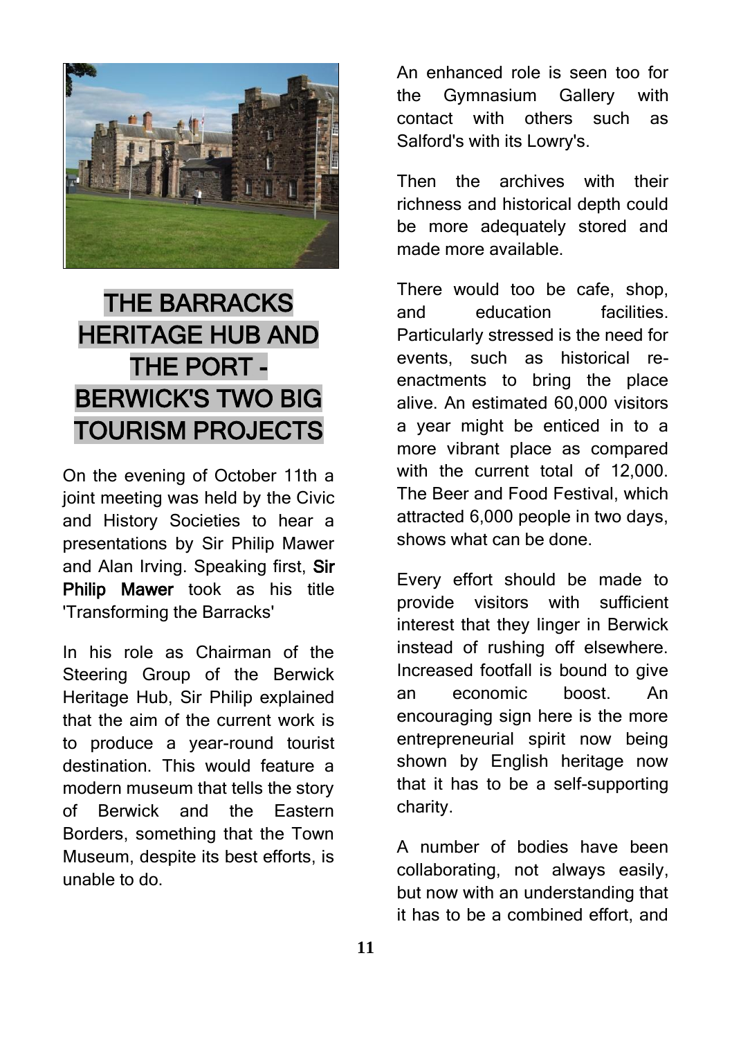# THE BARRACKS HERITAGE HUB AND THE PORT - BERWICK'S TWO BIG TOURISM PROJECTS

On the evening of October 11th a joint meeting was held by the Civic and History Societies to hear a presentations by Sir Philip Mawer and Alan Irving. Speaking first, **Sir Philip Mawer** took as his title 'Transforming the Barracks'

In his role as Chairman of the Steering Group of the Berwick Heritage Hub, Sir Philip explained that the aim of the current work is to produce a year-round tourist destination. This would feature a modern museum that tells the story of Berwick and the Eastern Borders, something that the Town Museum, despite its best efforts, is unable to do.

An enhanced role is seen too for the Gymnasium Gallery with contact with others such as Salford's with its Lowry's.

Then the archives with their richness and historical depth could be more adequately stored and made more available.

There would too be cafe, shop, and education facilities. Particularly stressed is the need for events, such as historical re-enactments to bring the place alive. An estimated 60,000 visitors a year might be enticed in to a more vibrant place as compared with the current total of 12,000. The Beer and Food Festival, which attracted 6,000 people in two days, shows what can be done.

Every effort should be made to provide visitors with sufficient interest that they linger in Berwick instead of rushing off elsewhere. Increased footfall is bound to give an economic boost. An encouraging sign here is the more entrepreneurial spirit now being shown by English heritage now that it has to be a self-supporting charity.

A number of bodies have been collaborating, not always easily, but now with an understanding that it has to be a combined effort, and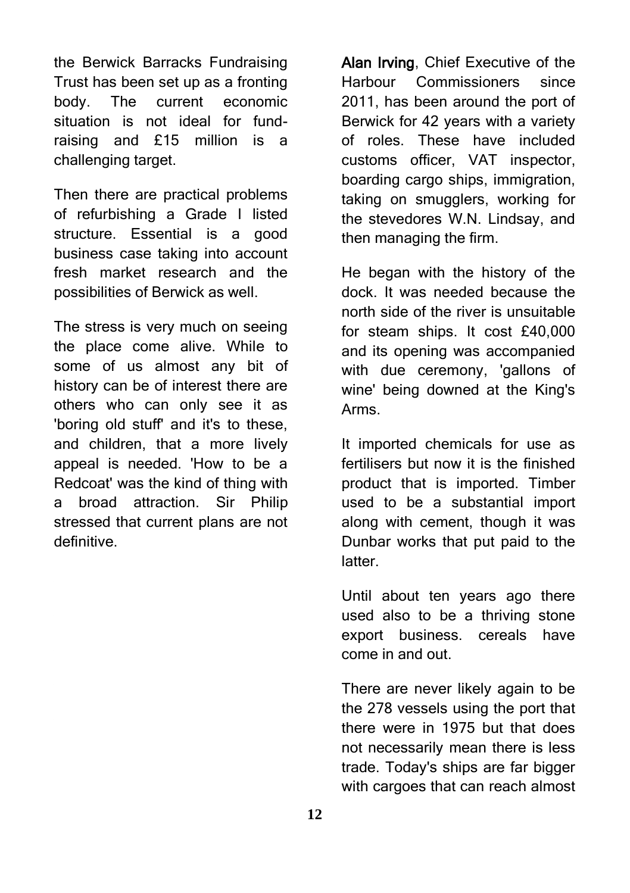the Berwick Barracks Fundraising Trust has been set up as a fronting body. The current economic situation is not ideal for fund-raising and £15 million is a challenging target.

Then there are practical problems of refurbishing a Grade I listed structure. Essential is a good business case taking into account fresh market research and the possibilities of Berwick as well.

The stress is very much on seeing the place come alive. While to some of us almost any bit of history can be of interest there are others who can only see it as 'boring old stuff' and it's to these, and children, that a more lively appeal is needed. 'How to be a Redcoat' was the kind of thing with a broad attraction. Sir Philip stressed that current plans are not definitive.

**Alan Irving**, Chief Executive of the Harbour Commissioners since 2011, has been around the port of Berwick for 42 years with a variety of roles. These have included customs officer, VAT inspector, boarding cargo ships, immigration, taking on smugglers, working for the stevedores W.N. Lindsay, and then managing the firm.

He began with the history of the dock. It was needed because the north side of the river is unsuitable for steam ships. It cost £40,000 and its opening was accompanied with due ceremony, 'gallons of wine' being downed at the King's Arms.

It imported chemicals for use as fertilisers but now it is the finished product that is imported. Timber used to be a substantial import along with cement, though it was Dunbar works that put paid to the latter.

Until about ten years ago there used also to be a thriving stone export business. cereals have come in and out.

There are never likely again to be the 278 vessels using the port that there were in 1975 but that does not necessarily mean there is less trade. Today's ships are far bigger with cargoes that can reach almost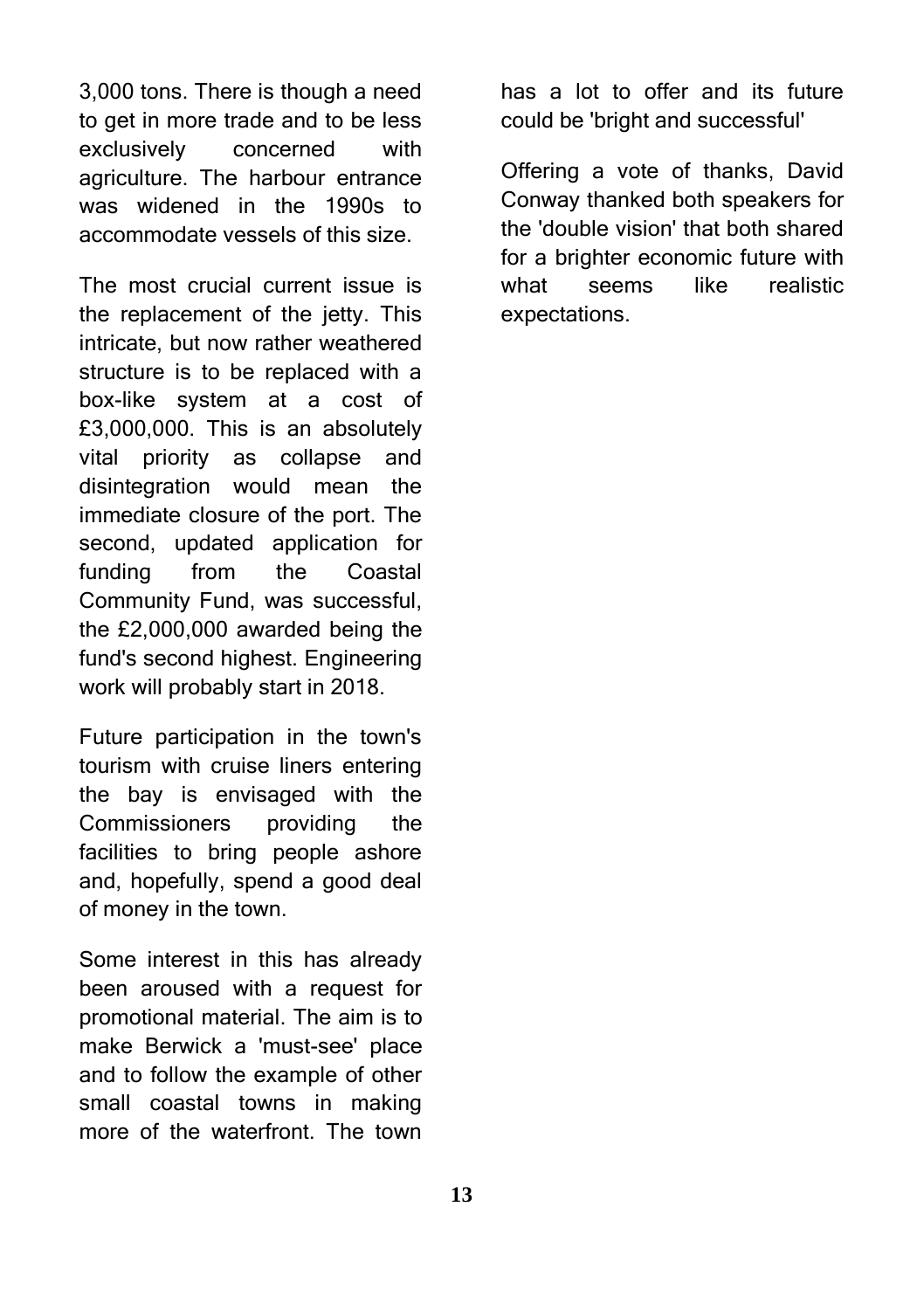3,000 tons. There is though a need to get in more trade and to be less exclusively concerned with agriculture. The harbour entrance was widened in the 1990s to accommodate vessels of this size.

The most crucial current issue is the replacement of the jetty. This intricate, but now rather weathered structure is to be replaced with a box-like system at a cost of £3,000,000. This is an absolutely vital priority as collapse and disintegration would mean the immediate closure of the port. The second, updated application for funding from the Coastal Community Fund, was successful, the £2,000,000 awarded being the fund's second highest. Engineering work will probably start in 2018.

Future participation in the town's tourism with cruise liners entering the bay is envisaged with the Commissioners providing the facilities to bring people ashore and, hopefully, spend a good deal of money in the town.

Some interest in this has already been aroused with a request for promotional material. The aim is to make Berwick a 'must-see' place and to follow the example of other small coastal towns in making more of the waterfront. The town has a lot to offer and its future could be 'bright and successful'

Offering a vote of thanks, David Conway thanked both speakers for the 'double vision' that both shared for a brighter economic future with what seems like realistic expectations.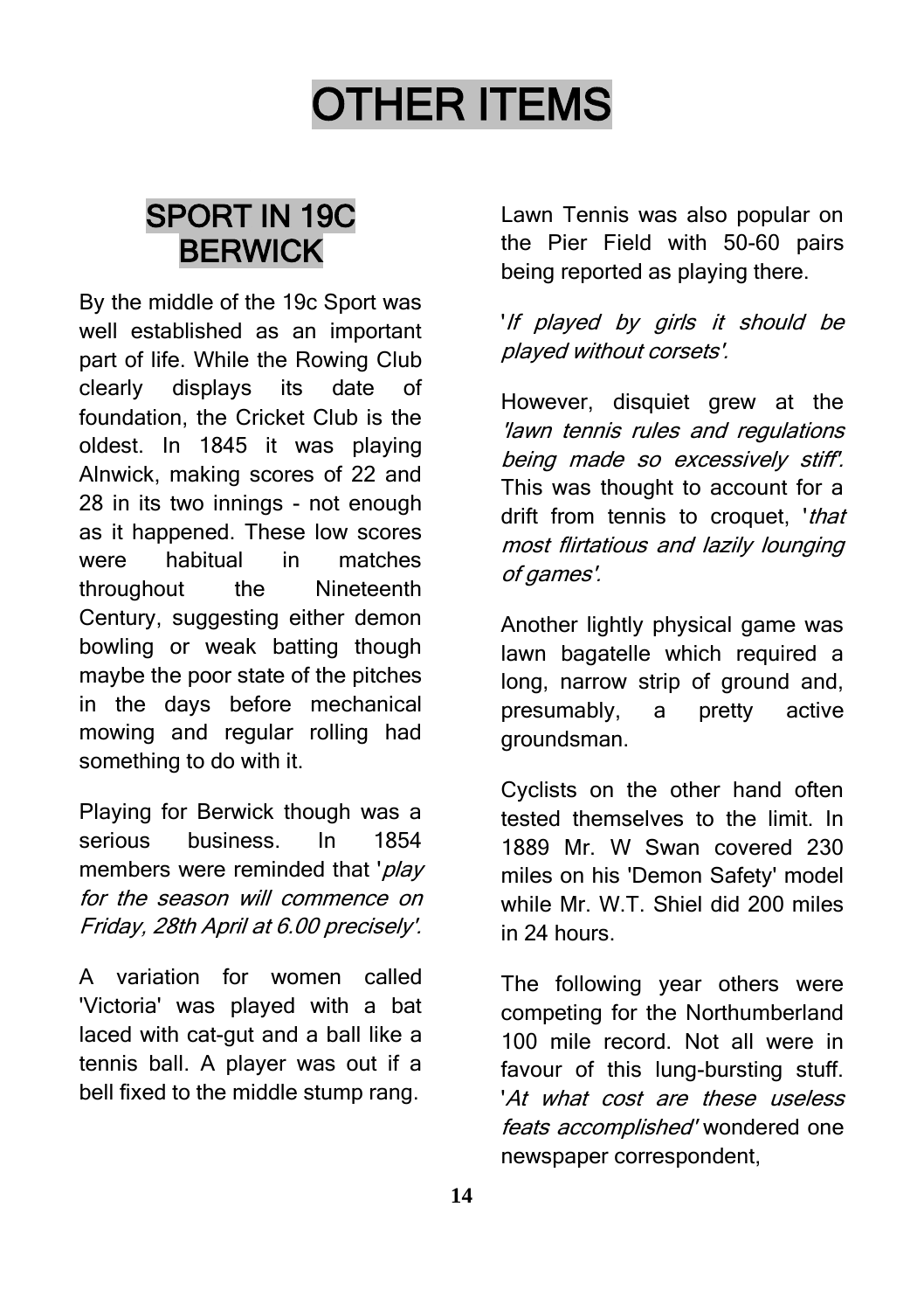# OTHER ITEMS

## SPORT IN 19C BERWICK

By the middle of the 19c Sport was well established as an important part of life. While the Rowing Club clearly displays its date of foundation, the Cricket Club is the oldest. In 1845 it was playing Alnwick, making scores of 22 and 28 in its two innings - not enough as it happened. These low scores were habitual in matches throughout the Nineteenth Century, suggesting either demon bowling or weak batting though maybe the poor state of the pitches in the days before mechanical mowing and regular rolling had something to do with it.

Playing for Berwick though was a serious business. In 1854 members were reminded that '*play for the season will commence on Friday, 28th April at 6.00 precisely'.*

A variation for women called 'Victoria' was played with a bat laced with cat-gut and a ball like a tennis ball. A player was out if a bell fixed to the middle stump rang.

Lawn Tennis was also popular on the Pier Field with 50-60 pairs being reported as playing there.

'*If played by girls it should be played without corsets'.*

However, disquiet grew at the *'lawn tennis rules and regulations being made so excessively stiff'.* This was thought to account for a drift from tennis to croquet, '*that most flirtatious and lazily lounging of games'.*

Another lightly physical game was lawn bagatelle which required a long, narrow strip of ground and, presumably, a pretty active groundsman.

Cyclists on the other hand often tested themselves to the limit. In 1889 Mr. W Swan covered 230 miles on his 'Demon Safety' model while Mr. W.T. Shiel did 200 miles in 24 hours.

The following year others were competing for the Northumberland 100 mile record. Not all were in favour of this lung-bursting stuff. '*At what cost are these useless feats accomplished'* wondered one newspaper correspondent,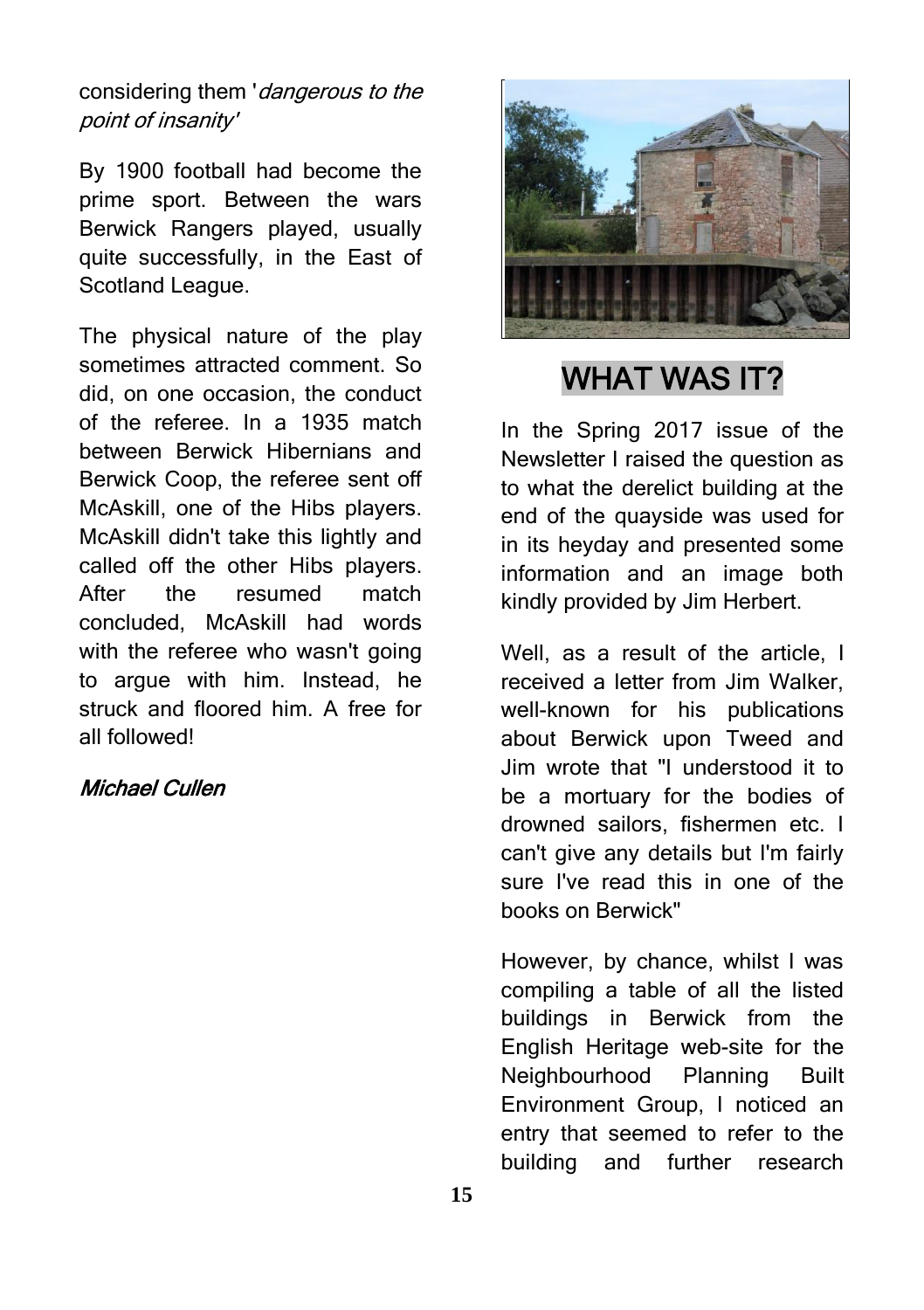considering them '*dangerous to the point of insanity*'

By 1900 football had become the prime sport. Between the wars Berwick Rangers played, usually quite successfully, in the East of Scotland League.

The physical nature of the play sometimes attracted comment. So did, on one occasion, the conduct of the referee. In a 1935 match between Berwick Hibernians and Berwick Coop, the referee sent off McAskill, one of the Hibs players. McAskill didn't take this lightly and called off the other Hibs players. After the resumed match concluded, McAskill had words with the referee who wasn't going to argue with him. Instead, he struck and floored him. A free for all followed!

*Michael Cullen*

## WHAT WAS IT?

In the Spring 2017 issue of the Newsletter I raised the question as to what the derelict building at the end of the quayside was used for in its heyday and presented some information and an image both kindly provided by Jim Herbert.

Well, as a result of the article, I received a letter from Jim Walker, well-known for his publications about Berwick upon Tweed and Jim wrote that "I understood it to be a mortuary for the bodies of drowned sailors, fishermen etc. I can't give any details but I'm fairly sure I've read this in one of the books on Berwick"

However, by chance, whilst I was compiling a table of all the listed buildings in Berwick from the English Heritage web-site for the Neighbourhood Planning Built Environment Group, I noticed an entry that seemed to refer to the building and further research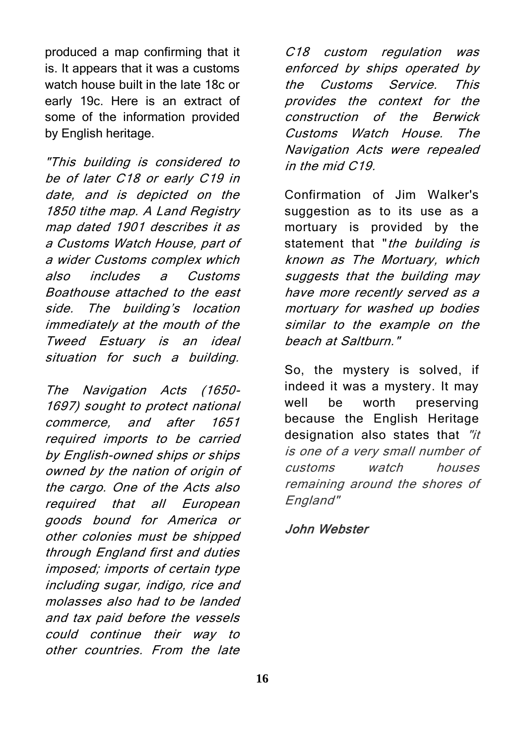produced a map confirming that it is. It appears that it was a customs watch house built in the late 18c or early 19c. Here is an extract of some of the information provided by English heritage.

*"This building is considered to be of later C18 or early C19 in date, and is depicted on the 1850 tithe map. A Land Registry map dated 1901 describes it as a Customs Watch House, part of a wider Customs complex which also includes a Customs Boathouse attached to the east side. The building's location immediately at the mouth of the Tweed Estuary is an ideal situation for such a building.*

*The Navigation Acts (1650-1697) sought to protect national commerce, and after 1651 required imports to be carried by English-owned ships or ships owned by the nation of origin of the cargo. One of the Acts also required that all European goods bound for America or other colonies must be shipped through England first and duties imposed; imports of certain type including sugar, indigo, rice and molasses also had to be landed and tax paid before the vessels could continue their way to other countries. From the late C18 custom regulation was enforced by ships operated by the Customs Service. This provides the context for the construction of the Berwick Customs Watch House. The Navigation Acts were repealed in the mid C19.*

Confirmation of Jim Walker's suggestion as to its use as a mortuary is provided by the statement that "*the building is known as The Mortuary, which suggests that the building may have more recently served as a mortuary for washed up bodies similar to the example on the beach at Saltburn.*"

So, the mystery is solved, if indeed it was a mystery. It may well be worth preserving because the English Heritage designation also states that *"it is one of a very small number of customs watch houses remaining around the shores of England"*

***John Webster***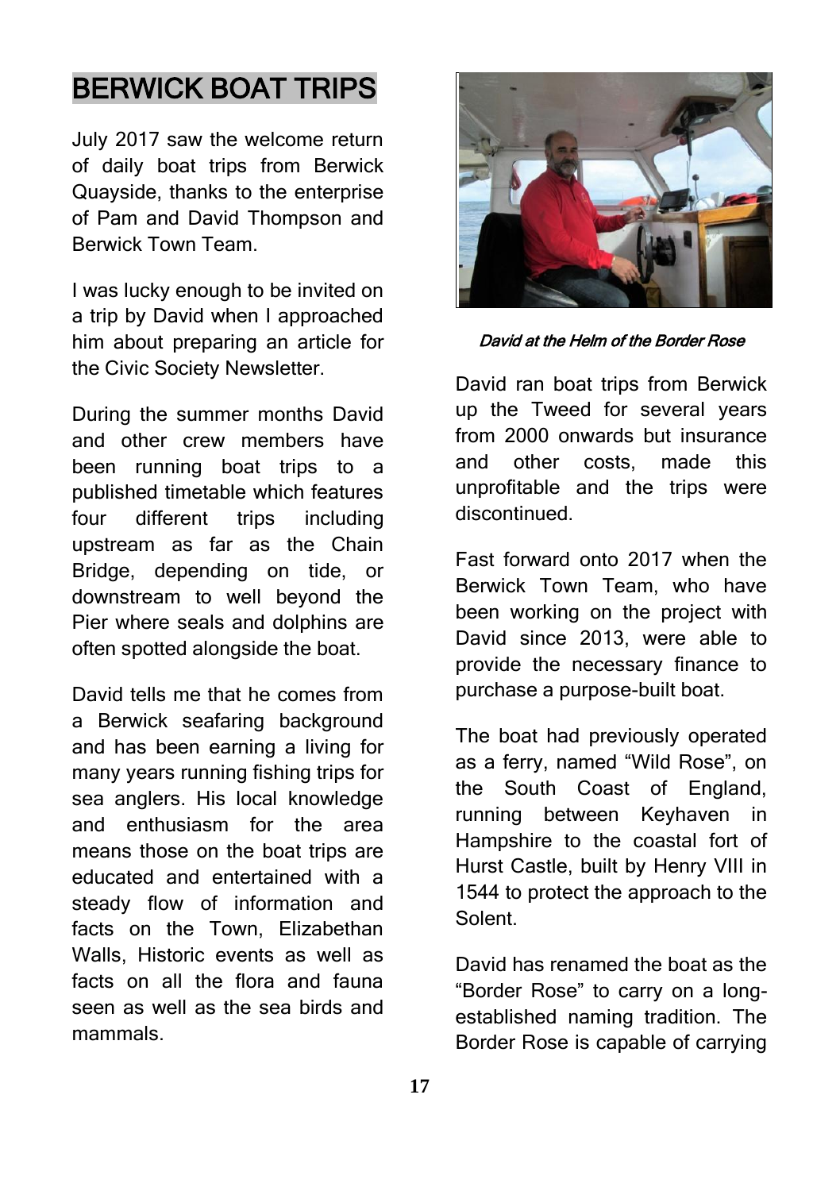# BERWICK BOAT TRIPS

July 2017 saw the welcome return of daily boat trips from Berwick Quayside, thanks to the enterprise of Pam and David Thompson and Berwick Town Team.

I was lucky enough to be invited on a trip by David when I approached him about preparing an article for the Civic Society Newsletter.

During the summer months David and other crew members have been running boat trips to a published timetable which features four different trips including upstream as far as the Chain Bridge, depending on tide, or downstream to well beyond the Pier where seals and dolphins are often spotted alongside the boat.

David tells me that he comes from a Berwick seafaring background and has been earning a living for many years running fishing trips for sea anglers. His local knowledge and enthusiasm for the area means those on the boat trips are educated and entertained with a steady flow of information and facts on the Town, Elizabethan Walls, Historic events as well as facts on all the flora and fauna seen as well as the sea birds and mammals.

*David at the Helm of the Border Rose*

David ran boat trips from Berwick up the Tweed for several years from 2000 onwards but insurance and other costs, made this unprofitable and the trips were discontinued.

Fast forward onto 2017 when the Berwick Town Team, who have been working on the project with David since 2013, were able to provide the necessary finance to purchase a purpose-built boat.

The boat had previously operated as a ferry, named "Wild Rose", on the South Coast of England, running between Keyhaven in Hampshire to the coastal fort of Hurst Castle, built by Henry VIII in 1544 to protect the approach to the Solent.

David has renamed the boat as the "Border Rose" to carry on a long-established naming tradition. The Border Rose is capable of carrying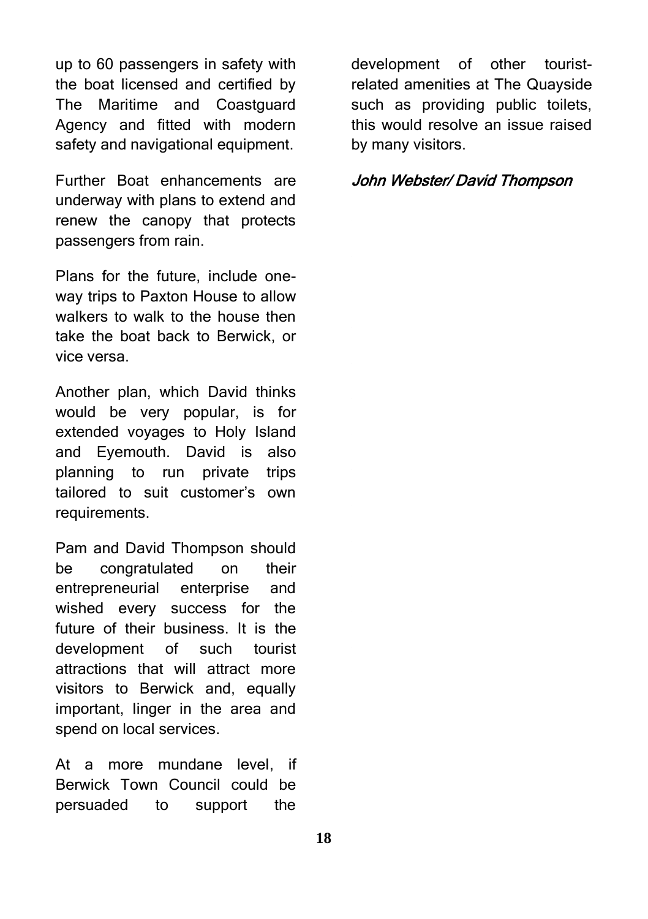up to 60 passengers in safety with the boat licensed and certified by The Maritime and Coastguard Agency and fitted with modern safety and navigational equipment.

Further Boat enhancements are underway with plans to extend and renew the canopy that protects passengers from rain.

Plans for the future, include one-way trips to Paxton House to allow walkers to walk to the house then take the boat back to Berwick, or vice versa.

Another plan, which David thinks would be very popular, is for extended voyages to Holy Island and Eyemouth. David is also planning to run private trips tailored to suit customer's own requirements.

Pam and David Thompson should be congratulated on their entrepreneurial enterprise and wished every success for the future of their business. It is the development of such tourist attractions that will attract more visitors to Berwick and, equally important, linger in the area and spend on local services.

At a more mundane level, if Berwick Town Council could be persuaded to support the development of other tourist-related amenities at The Quayside such as providing public toilets, this would resolve an issue raised by many visitors.

*John Webster/ David Thompson*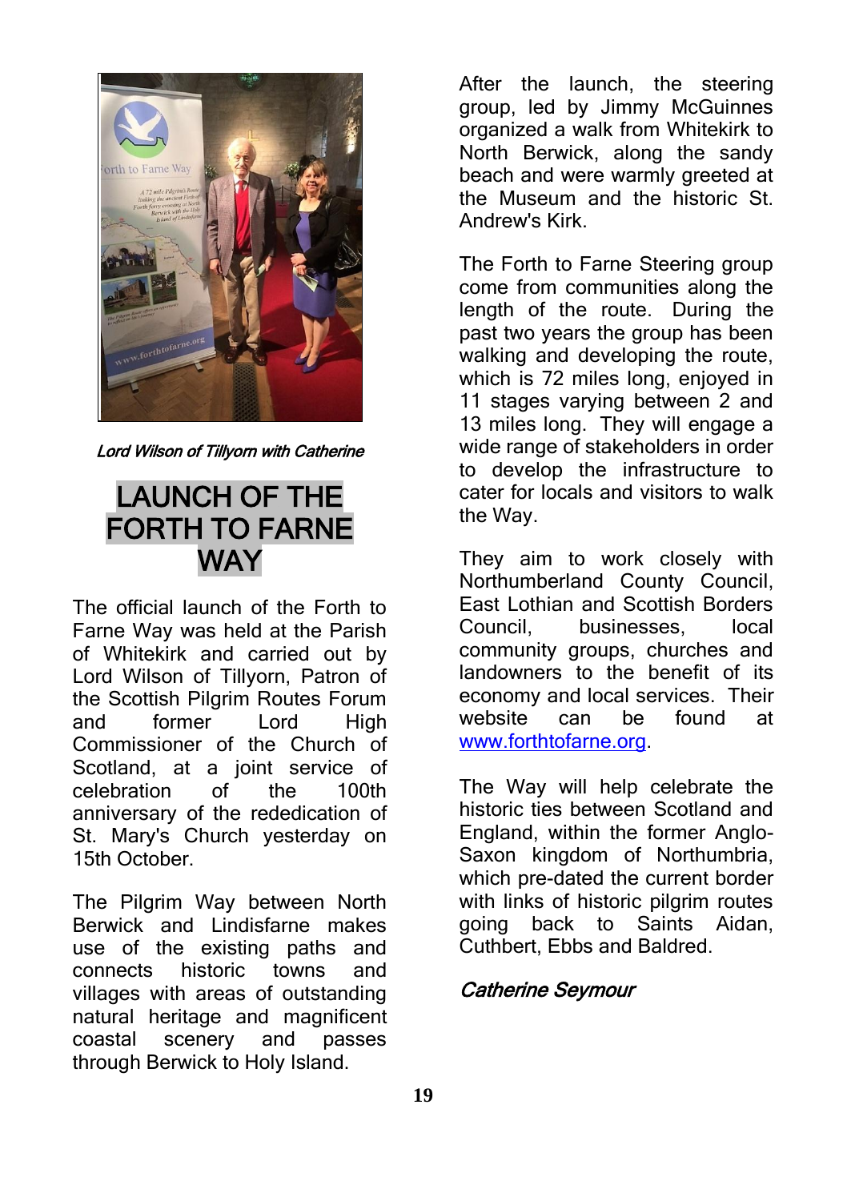*Lord Wilson of Tillyorn with Catherine*

# LAUNCH OF THE FORTH TO FARNE WAY

The official launch of the Forth to Farne Way was held at the Parish of Whitekirk and carried out by Lord Wilson of Tillyorn, Patron of the Scottish Pilgrim Routes Forum and former Lord High Commissioner of the Church of Scotland, at a joint service of celebration of the 100th anniversary of the rededication of St. Mary's Church yesterday on 15th October.

The Pilgrim Way between North Berwick and Lindisfarne makes use of the existing paths and connects historic towns and villages with areas of outstanding natural heritage and magnificent coastal scenery and passes through Berwick to Holy Island.

After the launch, the steering group, led by Jimmy McGuinnes organized a walk from Whitekirk to North Berwick, along the sandy beach and were warmly greeted at the Museum and the historic St. Andrew's Kirk.

The Forth to Farne Steering group come from communities along the length of the route. During the past two years the group has been walking and developing the route, which is 72 miles long, enjoyed in 11 stages varying between 2 and 13 miles long. They will engage a wide range of stakeholders in order to develop the infrastructure to cater for locals and visitors to walk the Way.

They aim to work closely with Northumberland County Council, East Lothian and Scottish Borders Council, businesses, local community groups, churches and landowners to the benefit of its economy and local services. Their website can be found at www.forthtofarne.org.

The Way will help celebrate the historic ties between Scotland and England, within the former Anglo-Saxon kingdom of Northumbria, which pre-dated the current border with links of historic pilgrim routes going back to Saints Aidan, Cuthbert, Ebbs and Baldred.

*Catherine Seymour*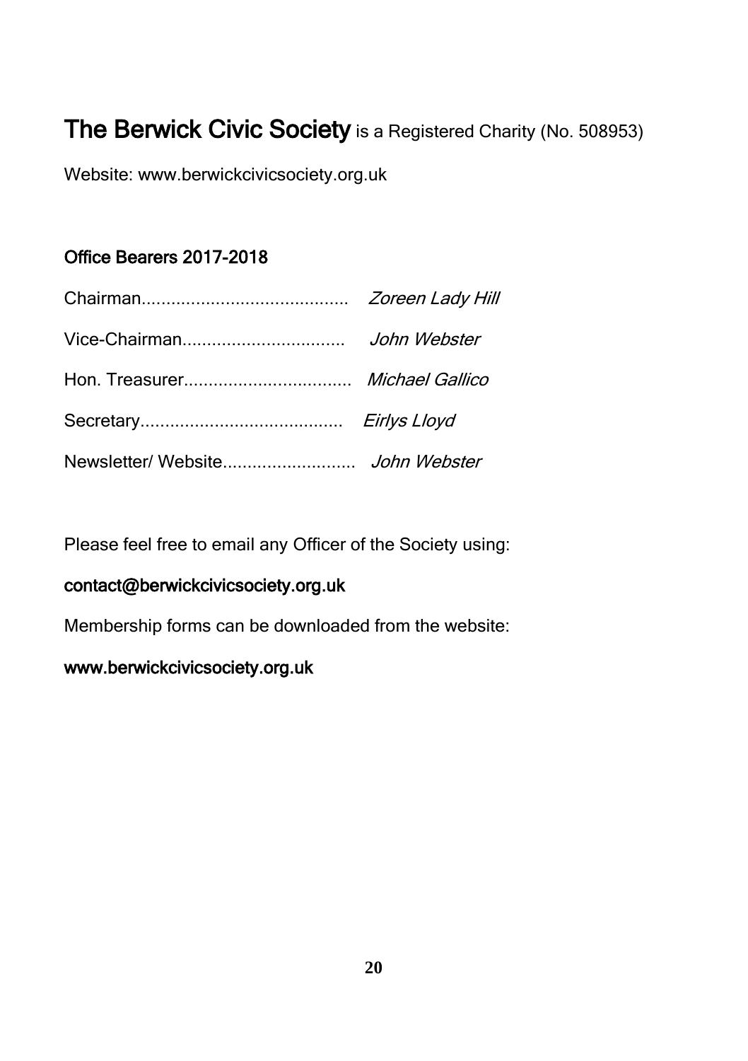## **The Berwick Civic Society** is a Registered Charity (No. 508953)

Website: www.berwickcivicsociety.org.uk

### Office Bearers 2017-2018

Chairman.......................................... *Zoreen Lady Hill*

Vice-Chairman................................ *John Webster*

Hon. Treasurer.................................. *Michael Gallico*

Secretary......................................... *Eirlys Lloyd*

Newsletter/ Website.......................... *John Webster*

Please feel free to email any Officer of the Society using:

**contact@berwickcivicsociety.org.uk**

Membership forms can be downloaded from the website:

**www.berwickcivicsociety.org.uk**